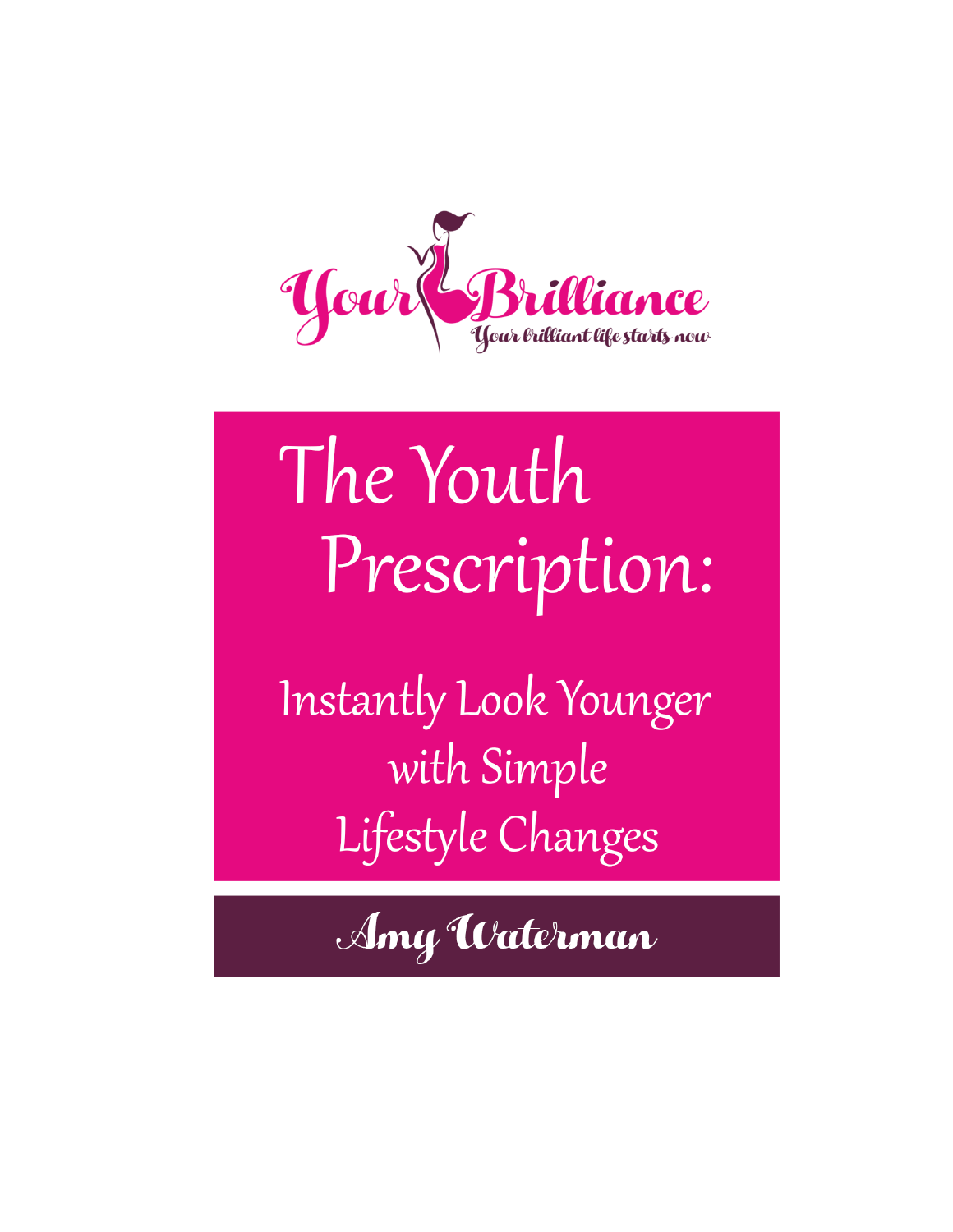Your Brilliance

Your brilliant life starts now

# The Youth Prescription:

## Instantly Look Younger with Simple Lifestyle Changes

Amy Waterman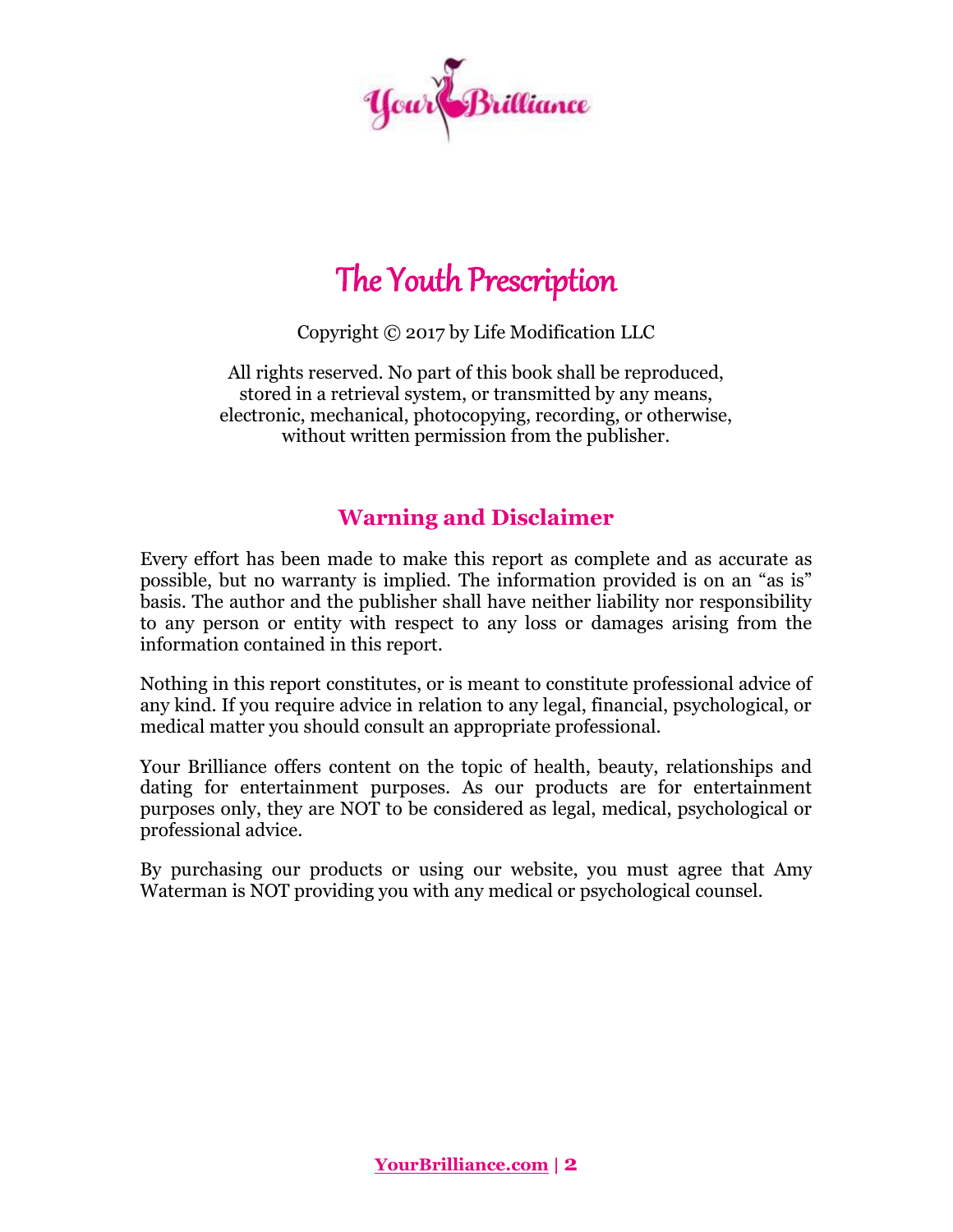# The Youth Prescription

Copyright © 2017 by Life Modification LLC

All rights reserved. No part of this book shall be reproduced, stored in a retrieval system, or transmitted by any means, electronic, mechanical, photocopying, recording, or otherwise, without written permission from the publisher.

## Warning and Disclaimer

Every effort has been made to make this report as complete and as accurate as possible, but no warranty is implied. The information provided is on an "as is" basis. The author and the publisher shall have neither liability nor responsibility to any person or entity with respect to any loss or damages arising from the information contained in this report.

Nothing in this report constitutes, or is meant to constitute professional advice of any kind. If you require advice in relation to any legal, financial, psychological, or medical matter you should consult an appropriate professional.

Your Brilliance offers content on the topic of health, beauty, relationships and dating for entertainment purposes. As our products are for entertainment purposes only, they are NOT to be considered as legal, medical, psychological or professional advice.

By purchasing our products or using our website, you must agree that Amy Waterman is NOT providing you with any medical or psychological counsel.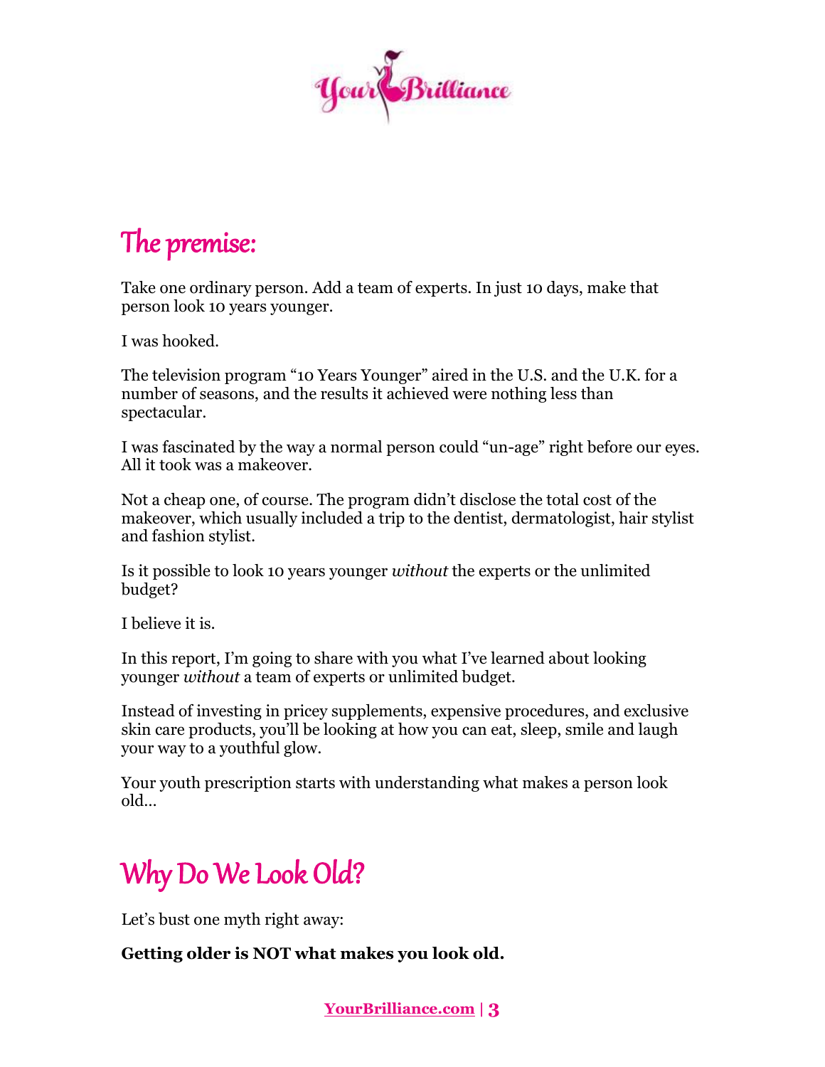## The premise:

Take one ordinary person. Add a team of experts. In just 10 days, make that person look 10 years younger.

I was hooked.

The television program "10 Years Younger" aired in the U.S. and the U.K. for a number of seasons, and the results it achieved were nothing less than spectacular.

I was fascinated by the way a normal person could "un-age" right before our eyes. All it took was a makeover.

Not a cheap one, of course. The program didn't disclose the total cost of the makeover, which usually included a trip to the dentist, dermatologist, hair stylist and fashion stylist.

Is it possible to look 10 years younger *without* the experts or the unlimited budget?

I believe it is.

In this report, I'm going to share with you what I've learned about looking younger *without* a team of experts or unlimited budget.

Instead of investing in pricey supplements, expensive procedures, and exclusive skin care products, you'll be looking at how you can eat, sleep, smile and laugh your way to a youthful glow.

Your youth prescription starts with understanding what makes a person look old…

## Why Do We Look Old?

Let's bust one myth right away:

**Getting older is NOT what makes you look old.**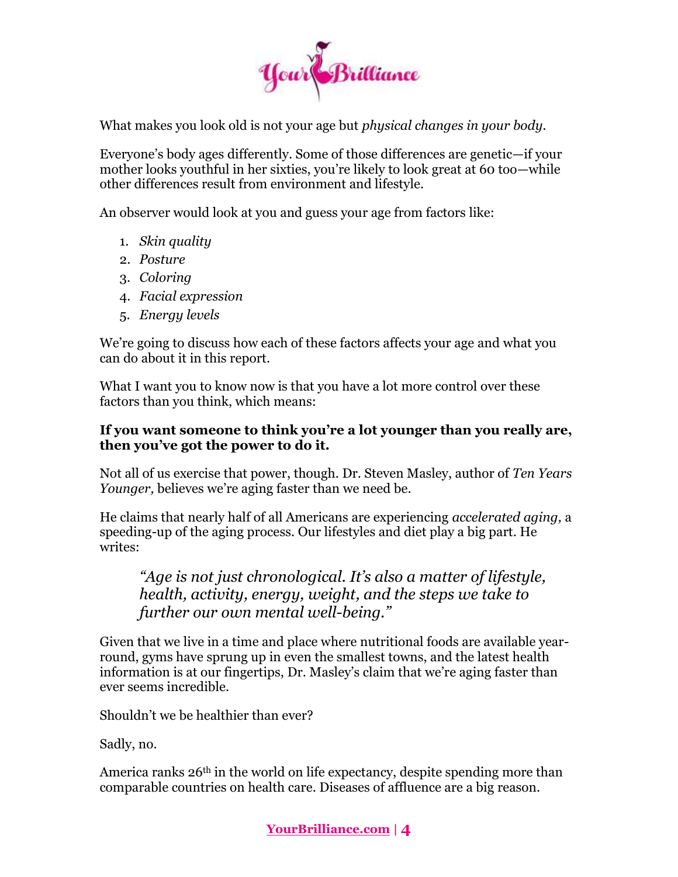What makes you look old is not your age but *physical changes in your body*.

Everyone's body ages differently. Some of those differences are genetic—if your mother looks youthful in her sixties, you're likely to look great at 60 too—while other differences result from environment and lifestyle.

An observer would look at you and guess your age from factors like:

1. *Skin quality*
2. *Posture*
3. *Coloring*
4. *Facial expression*
5. *Energy levels*

We're going to discuss how each of these factors affects your age and what you can do about it in this report.

What I want you to know now is that you have a lot more control over these factors than you think, which means:

**If you want someone to think you're a lot younger than you really are, then you've got the power to do it.**

Not all of us exercise that power, though. Dr. Steven Masley, author of *Ten Years Younger,* believes we're aging faster than we need be.

He claims that nearly half of all Americans are experiencing *accelerated aging,* a speeding-up of the aging process. Our lifestyles and diet play a big part. He writes:

> *"Age is not just chronological. It's also a matter of lifestyle, health, activity, energy, weight, and the steps we take to further our own mental well-being."*

Given that we live in a time and place where nutritional foods are available year-round, gyms have sprung up in even the smallest towns, and the latest health information is at our fingertips, Dr. Masley's claim that we're aging faster than ever seems incredible.

Shouldn't we be healthier than ever?

Sadly, no.

America ranks 26th in the world on life expectancy, despite spending more than comparable countries on health care. Diseases of affluence are a big reason.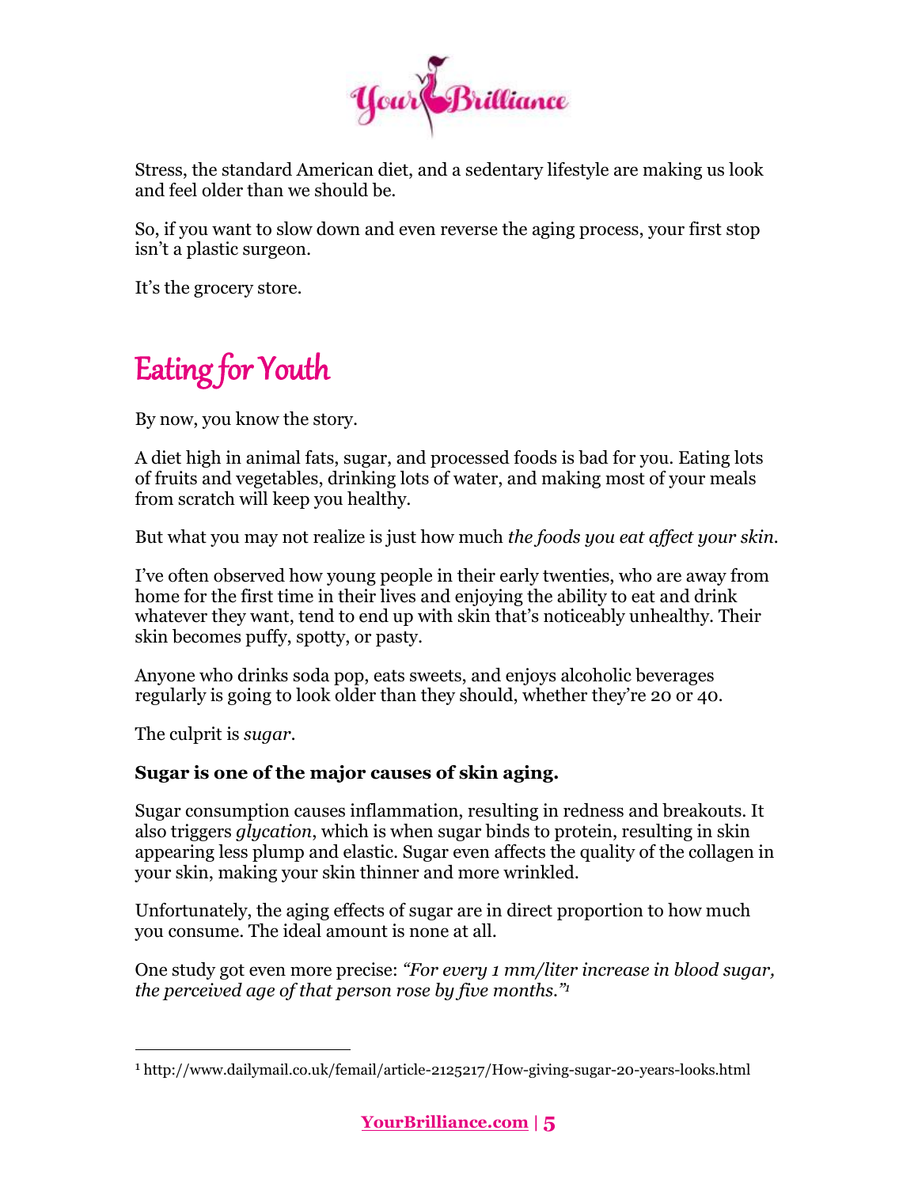Stress, the standard American diet, and a sedentary lifestyle are making us look and feel older than we should be.

So, if you want to slow down and even reverse the aging process, your first stop isn't a plastic surgeon.

It's the grocery store.

# Eating for Youth

By now, you know the story.

A diet high in animal fats, sugar, and processed foods is bad for you. Eating lots of fruits and vegetables, drinking lots of water, and making most of your meals from scratch will keep you healthy.

But what you may not realize is just how much *the foods you eat affect your skin*.

I've often observed how young people in their early twenties, who are away from home for the first time in their lives and enjoying the ability to eat and drink whatever they want, tend to end up with skin that's noticeably unhealthy. Their skin becomes puffy, spotty, or pasty.

Anyone who drinks soda pop, eats sweets, and enjoys alcoholic beverages regularly is going to look older than they should, whether they're 20 or 40.

The culprit is *sugar*.

**Sugar is one of the major causes of skin aging.**

Sugar consumption causes inflammation, resulting in redness and breakouts. It also triggers *glycation*, which is when sugar binds to protein, resulting in skin appearing less plump and elastic. Sugar even affects the quality of the collagen in your skin, making your skin thinner and more wrinkled.

Unfortunately, the aging effects of sugar are in direct proportion to how much you consume. The ideal amount is none at all.

One study got even more precise: *"For every 1 mm/liter increase in blood sugar, the perceived age of that person rose by five months."*[1]

---

[1] http://www.dailymail.co.uk/femail/article-2125217/How-giving-sugar-20-years-looks.html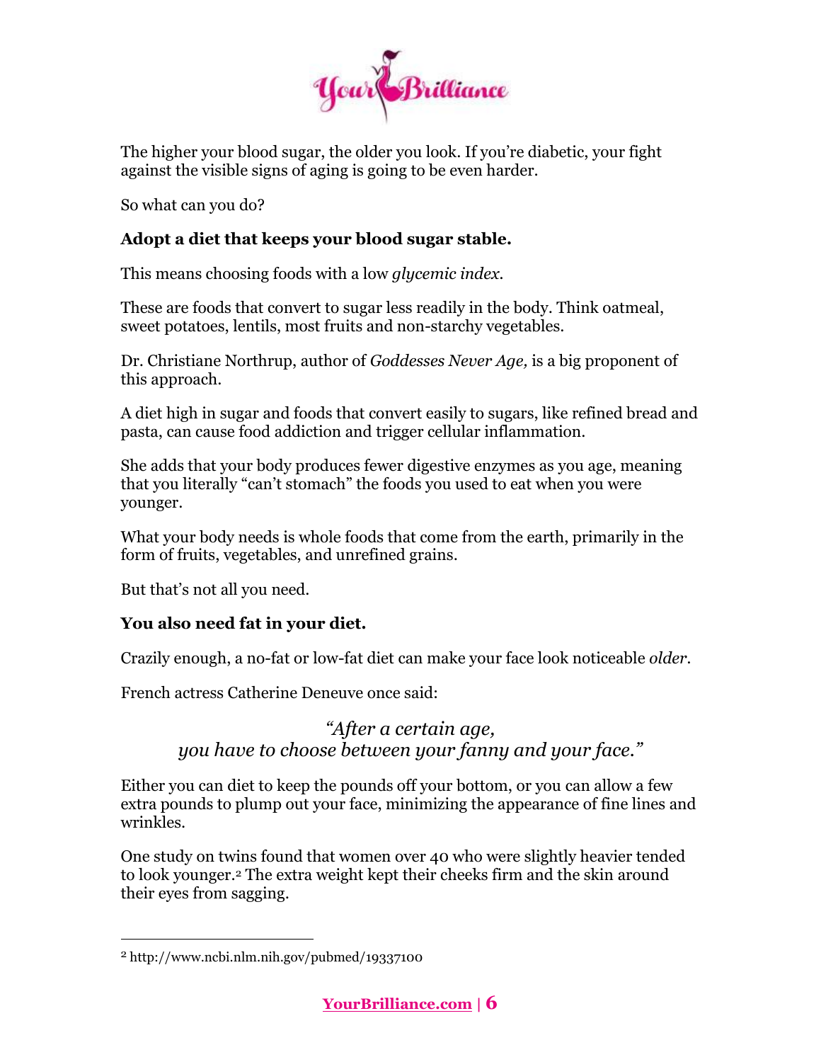The higher your blood sugar, the older you look. If you're diabetic, your fight against the visible signs of aging is going to be even harder.

So what can you do?

**Adopt a diet that keeps your blood sugar stable.**

This means choosing foods with a low *glycemic index.*

These are foods that convert to sugar less readily in the body. Think oatmeal, sweet potatoes, lentils, most fruits and non-starchy vegetables.

Dr. Christiane Northrup, author of *Goddesses Never Age,* is a big proponent of this approach.

A diet high in sugar and foods that convert easily to sugars, like refined bread and pasta, can cause food addiction and trigger cellular inflammation.

She adds that your body produces fewer digestive enzymes as you age, meaning that you literally "can't stomach" the foods you used to eat when you were younger.

What your body needs is whole foods that come from the earth, primarily in the form of fruits, vegetables, and unrefined grains.

But that's not all you need.

**You also need fat in your diet.**

Crazily enough, a no-fat or low-fat diet can make your face look noticeable *older.*

French actress Catherine Deneuve once said:

> *"After a certain age,*
> *you have to choose between your fanny and your face."*

Either you can diet to keep the pounds off your bottom, or you can allow a few extra pounds to plump out your face, minimizing the appearance of fine lines and wrinkles.

One study on twins found that women over 40 who were slightly heavier tended to look younger.[2] The extra weight kept their cheeks firm and the skin around their eyes from sagging.

---

[2] http://www.ncbi.nlm.nih.gov/pubmed/19337100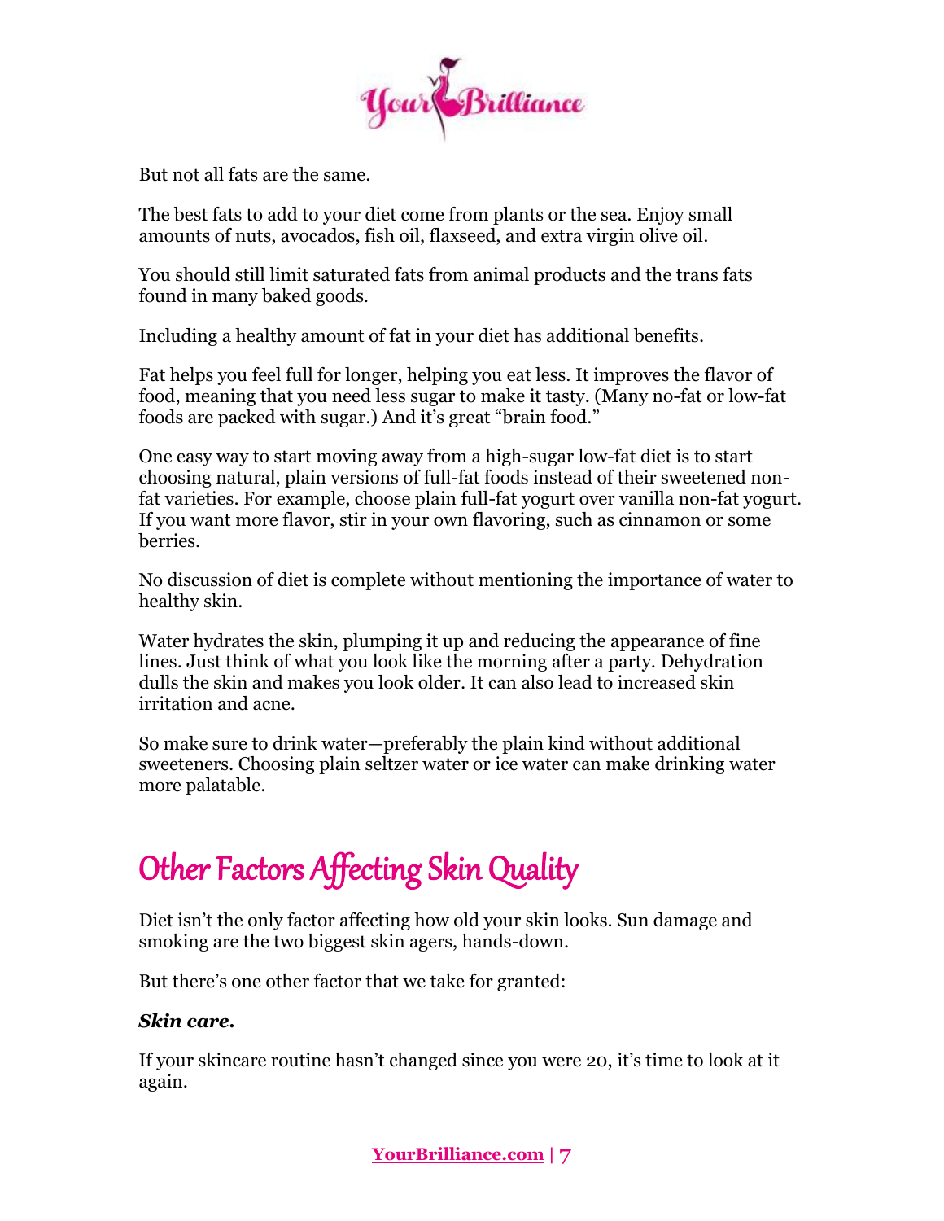But not all fats are the same.

The best fats to add to your diet come from plants or the sea. Enjoy small amounts of nuts, avocados, fish oil, flaxseed, and extra virgin olive oil.

You should still limit saturated fats from animal products and the trans fats found in many baked goods.

Including a healthy amount of fat in your diet has additional benefits.

Fat helps you feel full for longer, helping you eat less. It improves the flavor of food, meaning that you need less sugar to make it tasty. (Many no-fat or low-fat foods are packed with sugar.) And it's great "brain food."

One easy way to start moving away from a high-sugar low-fat diet is to start choosing natural, plain versions of full-fat foods instead of their sweetened non-fat varieties. For example, choose plain full-fat yogurt over vanilla non-fat yogurt. If you want more flavor, stir in your own flavoring, such as cinnamon or some berries.

No discussion of diet is complete without mentioning the importance of water to healthy skin.

Water hydrates the skin, plumping it up and reducing the appearance of fine lines. Just think of what you look like the morning after a party. Dehydration dulls the skin and makes you look older. It can also lead to increased skin irritation and acne.

So make sure to drink water—preferably the plain kind without additional sweeteners. Choosing plain seltzer water or ice water can make drinking water more palatable.

## Other Factors Affecting Skin Quality

Diet isn't the only factor affecting how old your skin looks. Sun damage and smoking are the two biggest skin agers, hands-down.

But there's one other factor that we take for granted:

***Skin care.***

If your skincare routine hasn't changed since you were 20, it's time to look at it again.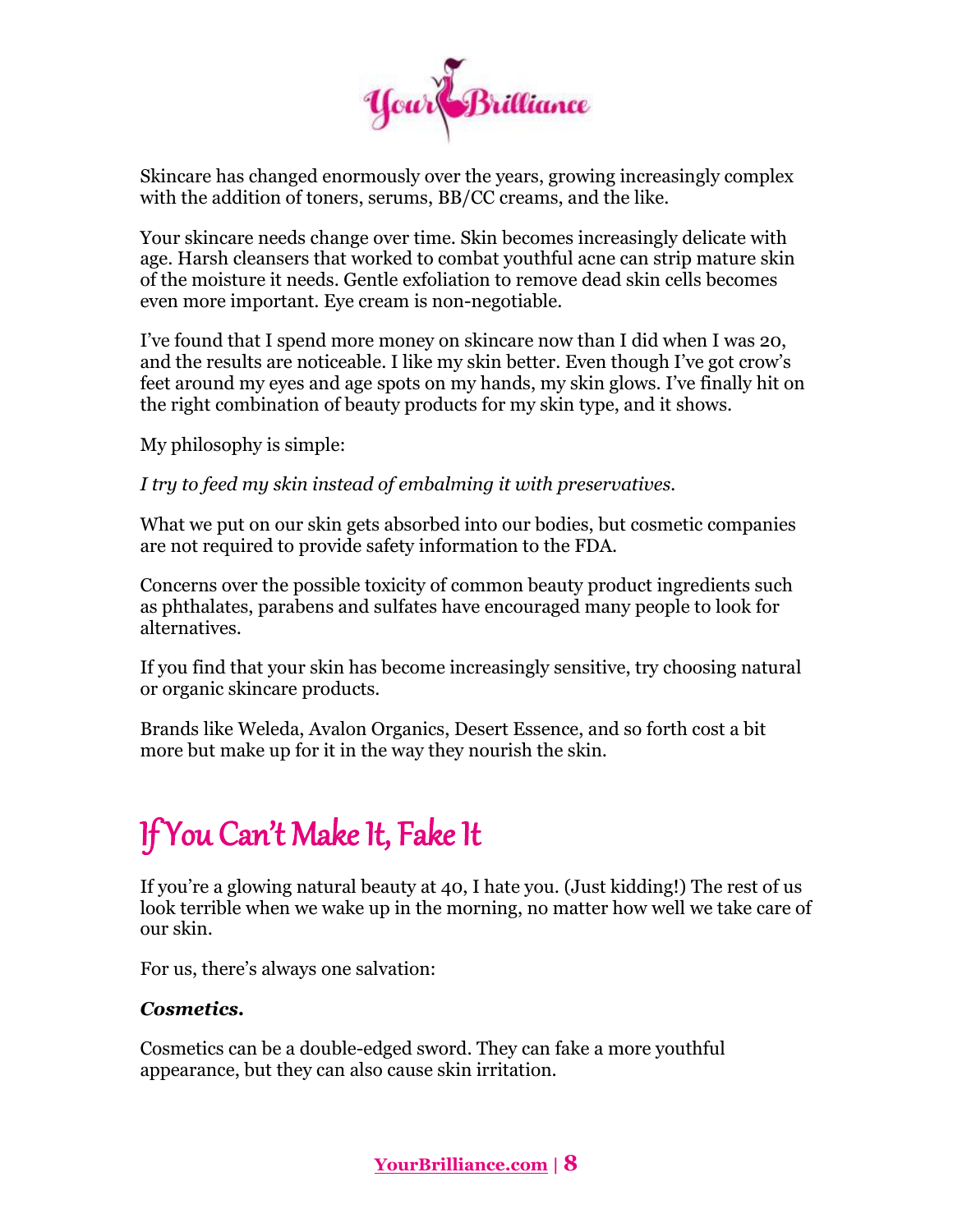Skincare has changed enormously over the years, growing increasingly complex with the addition of toners, serums, BB/CC creams, and the like.

Your skincare needs change over time. Skin becomes increasingly delicate with age. Harsh cleansers that worked to combat youthful acne can strip mature skin of the moisture it needs. Gentle exfoliation to remove dead skin cells becomes even more important. Eye cream is non-negotiable.

I've found that I spend more money on skincare now than I did when I was 20, and the results are noticeable. I like my skin better. Even though I've got crow's feet around my eyes and age spots on my hands, my skin glows. I've finally hit on the right combination of beauty products for my skin type, and it shows.

My philosophy is simple:

*I try to feed my skin instead of embalming it with preservatives.*

What we put on our skin gets absorbed into our bodies, but cosmetic companies are not required to provide safety information to the FDA.

Concerns over the possible toxicity of common beauty product ingredients such as phthalates, parabens and sulfates have encouraged many people to look for alternatives.

If you find that your skin has become increasingly sensitive, try choosing natural or organic skincare products.

Brands like Weleda, Avalon Organics, Desert Essence, and so forth cost a bit more but make up for it in the way they nourish the skin.

## If You Can't Make It, Fake It

If you're a glowing natural beauty at 40, I hate you. (Just kidding!) The rest of us look terrible when we wake up in the morning, no matter how well we take care of our skin.

For us, there's always one salvation:

***Cosmetics.***

Cosmetics can be a double-edged sword. They can fake a more youthful appearance, but they can also cause skin irritation.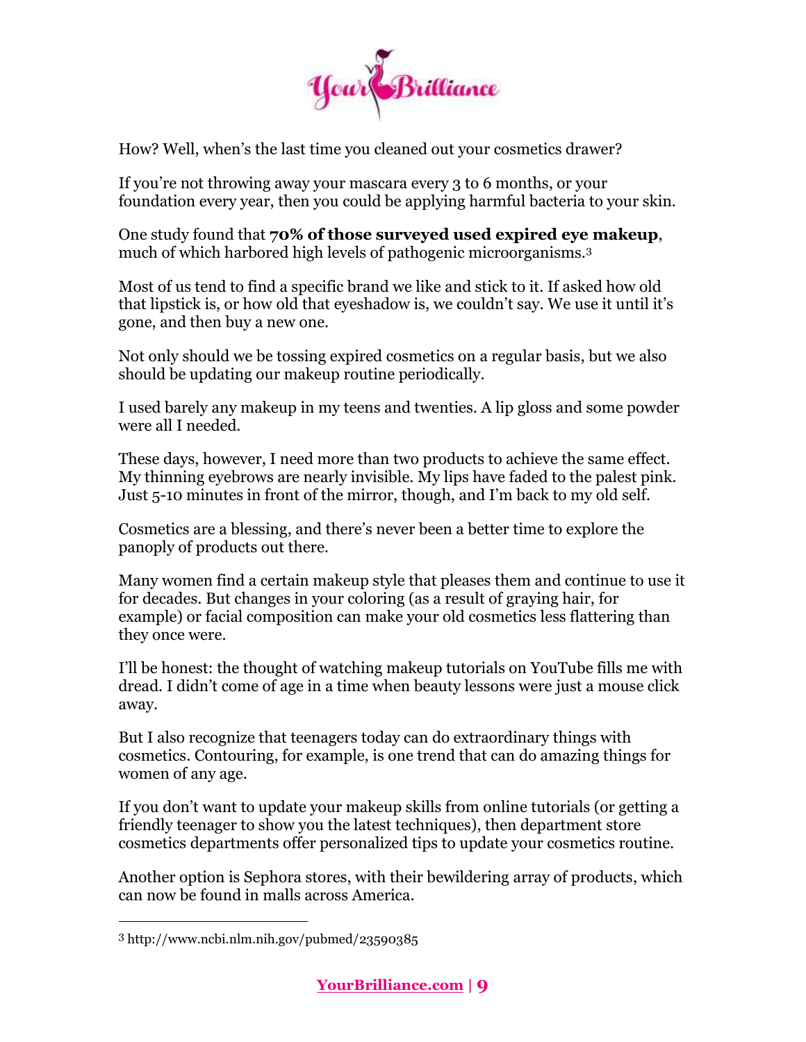How? Well, when's the last time you cleaned out your cosmetics drawer?

If you're not throwing away your mascara every 3 to 6 months, or your foundation every year, then you could be applying harmful bacteria to your skin.

One study found that **70% of those surveyed used expired eye makeup**, much of which harbored high levels of pathogenic microorganisms.[3]

Most of us tend to find a specific brand we like and stick to it. If asked how old that lipstick is, or how old that eyeshadow is, we couldn't say. We use it until it's gone, and then buy a new one.

Not only should we be tossing expired cosmetics on a regular basis, but we also should be updating our makeup routine periodically.

I used barely any makeup in my teens and twenties. A lip gloss and some powder were all I needed.

These days, however, I need more than two products to achieve the same effect. My thinning eyebrows are nearly invisible. My lips have faded to the palest pink. Just 5-10 minutes in front of the mirror, though, and I'm back to my old self.

Cosmetics are a blessing, and there's never been a better time to explore the panoply of products out there.

Many women find a certain makeup style that pleases them and continue to use it for decades. But changes in your coloring (as a result of graying hair, for example) or facial composition can make your old cosmetics less flattering than they once were.

I'll be honest: the thought of watching makeup tutorials on YouTube fills me with dread. I didn't come of age in a time when beauty lessons were just a mouse click away.

But I also recognize that teenagers today can do extraordinary things with cosmetics. Contouring, for example, is one trend that can do amazing things for women of any age.

If you don't want to update your makeup skills from online tutorials (or getting a friendly teenager to show you the latest techniques), then department store cosmetics departments offer personalized tips to update your cosmetics routine.

Another option is Sephora stores, with their bewildering array of products, which can now be found in malls across America.

---

[3] http://www.ncbi.nlm.nih.gov/pubmed/23590385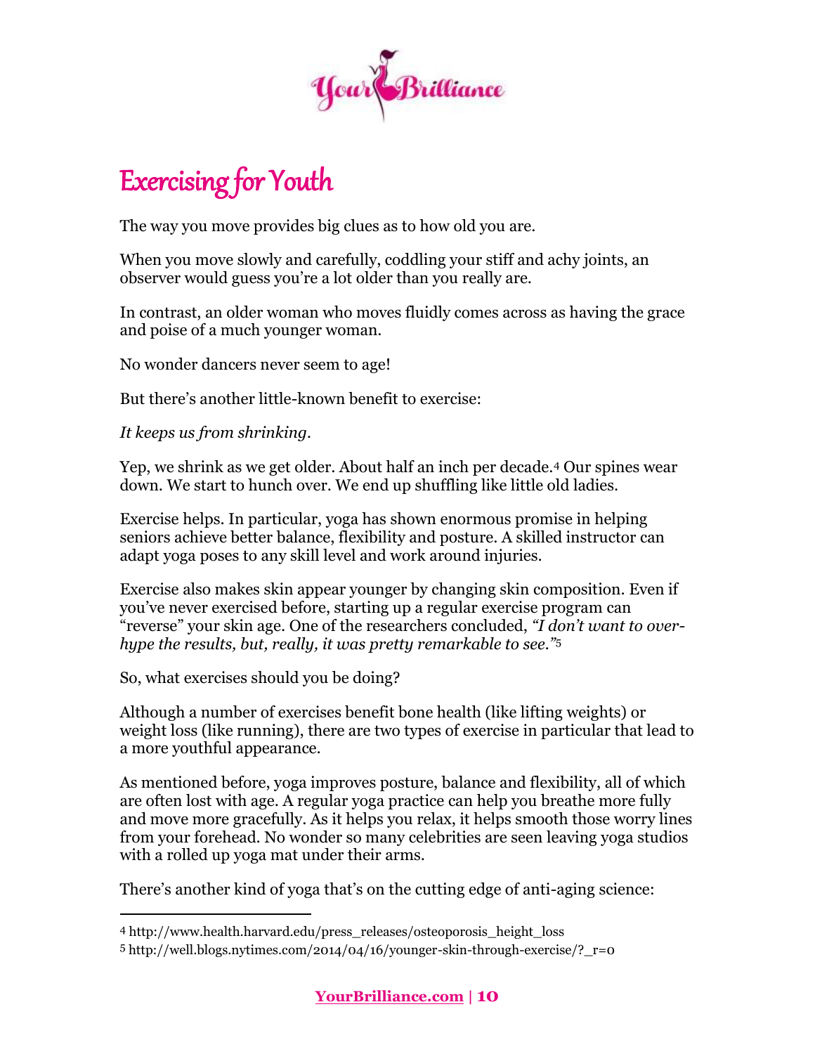# Exercising for Youth

The way you move provides big clues as to how old you are.

When you move slowly and carefully, coddling your stiff and achy joints, an observer would guess you're a lot older than you really are.

In contrast, an older woman who moves fluidly comes across as having the grace and poise of a much younger woman.

No wonder dancers never seem to age!

But there's another little-known benefit to exercise:

*It keeps us from shrinking.*

Yep, we shrink as we get older. About half an inch per decade.[4] Our spines wear down. We start to hunch over. We end up shuffling like little old ladies.

Exercise helps. In particular, yoga has shown enormous promise in helping seniors achieve better balance, flexibility and posture. A skilled instructor can adapt yoga poses to any skill level and work around injuries.

Exercise also makes skin appear younger by changing skin composition. Even if you've never exercised before, starting up a regular exercise program can "reverse" your skin age. One of the researchers concluded, *"I don't want to over-hype the results, but, really, it was pretty remarkable to see."*[5]

So, what exercises should you be doing?

Although a number of exercises benefit bone health (like lifting weights) or weight loss (like running), there are two types of exercise in particular that lead to a more youthful appearance.

As mentioned before, yoga improves posture, balance and flexibility, all of which are often lost with age. A regular yoga practice can help you breathe more fully and move more gracefully. As it helps you relax, it helps smooth those worry lines from your forehead. No wonder so many celebrities are seen leaving yoga studios with a rolled up yoga mat under their arms.

There's another kind of yoga that's on the cutting edge of anti-aging science:

---

[4] http://www.health.harvard.edu/press_releases/osteoporosis_height_loss

[5] http://well.blogs.nytimes.com/2014/04/16/younger-skin-through-exercise/?_r=0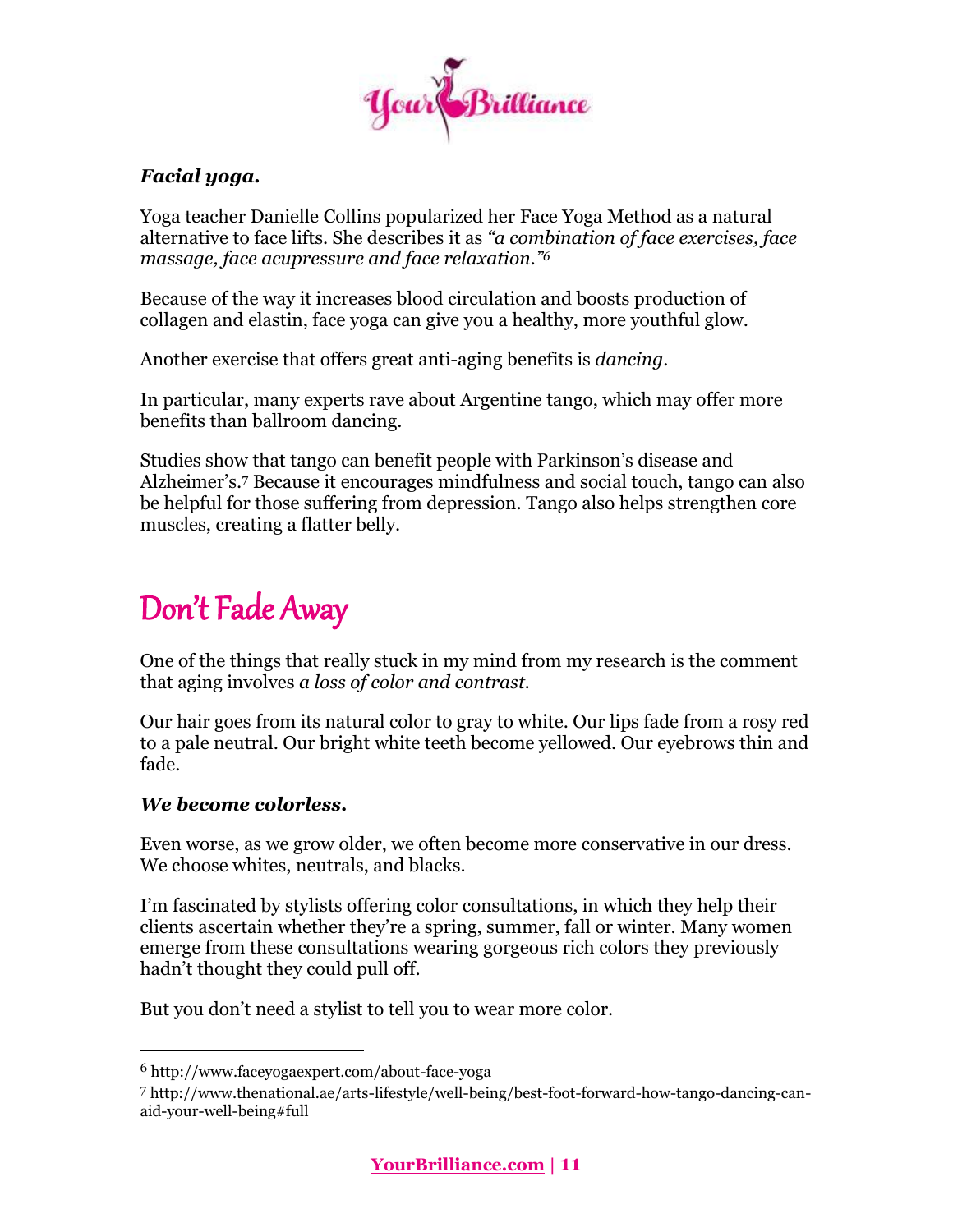***Facial yoga.***

Yoga teacher Danielle Collins popularized her Face Yoga Method as a natural alternative to face lifts. She describes it as *"a combination of face exercises, face massage, face acupressure and face relaxation."*[6]

Because of the way it increases blood circulation and boosts production of collagen and elastin, face yoga can give you a healthy, more youthful glow.

Another exercise that offers great anti-aging benefits is *dancing*.

In particular, many experts rave about Argentine tango, which may offer more benefits than ballroom dancing.

Studies show that tango can benefit people with Parkinson's disease and Alzheimer's.[7] Because it encourages mindfulness and social touch, tango can also be helpful for those suffering from depression. Tango also helps strengthen core muscles, creating a flatter belly.

## Don't Fade Away

One of the things that really stuck in my mind from my research is the comment that aging involves *a loss of color and contrast*.

Our hair goes from its natural color to gray to white. Our lips fade from a rosy red to a pale neutral. Our bright white teeth become yellowed. Our eyebrows thin and fade.

***We become colorless.***

Even worse, as we grow older, we often become more conservative in our dress. We choose whites, neutrals, and blacks.

I'm fascinated by stylists offering color consultations, in which they help their clients ascertain whether they're a spring, summer, fall or winter. Many women emerge from these consultations wearing gorgeous rich colors they previously hadn't thought they could pull off.

But you don't need a stylist to tell you to wear more color.

---

[6] http://www.faceyogaexpert.com/about-face-yoga

[7] http://www.thenational.ae/arts-lifestyle/well-being/best-foot-forward-how-tango-dancing-can-aid-your-well-being#full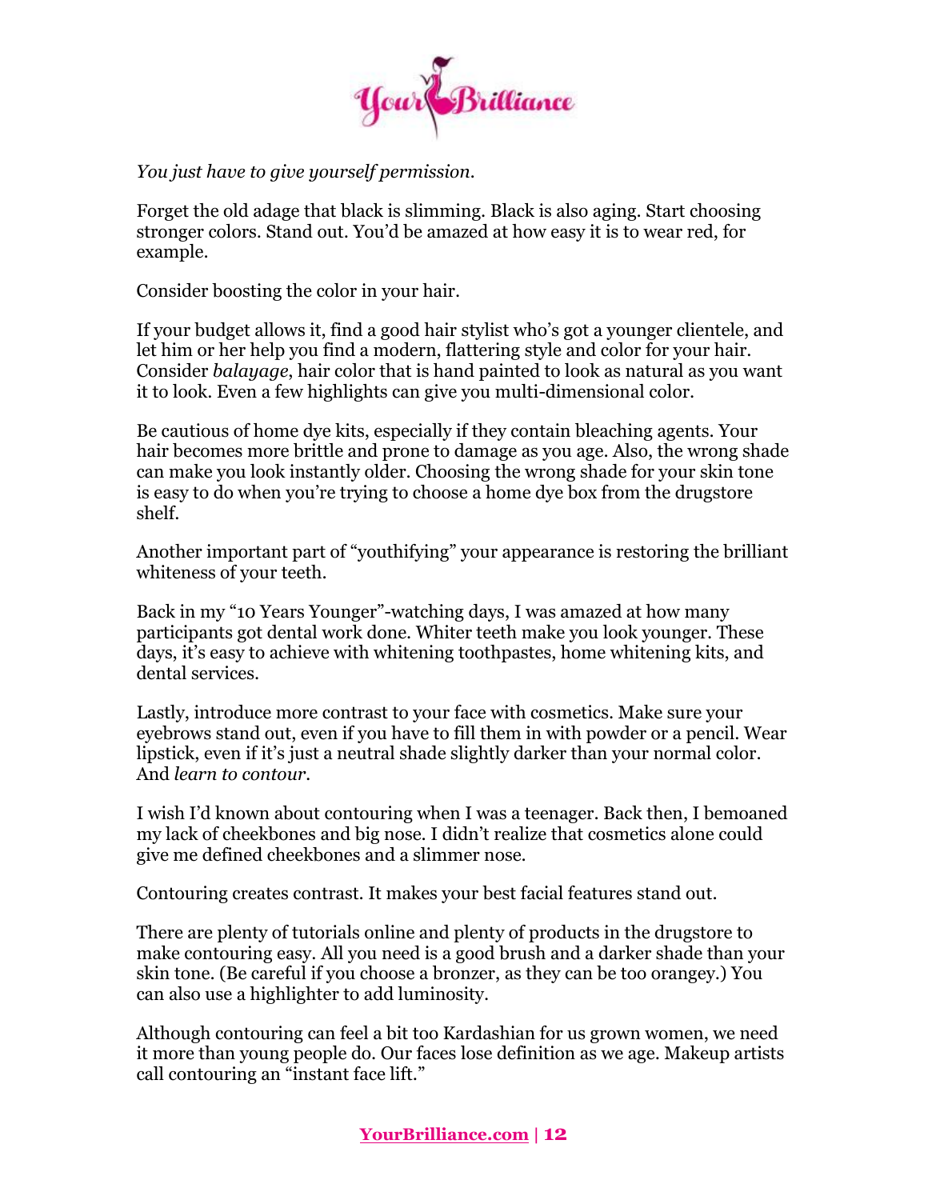*You just have to give yourself permission.*

Forget the old adage that black is slimming. Black is also aging. Start choosing stronger colors. Stand out. You'd be amazed at how easy it is to wear red, for example.

Consider boosting the color in your hair.

If your budget allows it, find a good hair stylist who's got a younger clientele, and let him or her help you find a modern, flattering style and color for your hair. Consider *balayage*, hair color that is hand painted to look as natural as you want it to look. Even a few highlights can give you multi-dimensional color.

Be cautious of home dye kits, especially if they contain bleaching agents. Your hair becomes more brittle and prone to damage as you age. Also, the wrong shade can make you look instantly older. Choosing the wrong shade for your skin tone is easy to do when you're trying to choose a home dye box from the drugstore shelf.

Another important part of "youthifying" your appearance is restoring the brilliant whiteness of your teeth.

Back in my "10 Years Younger"-watching days, I was amazed at how many participants got dental work done. Whiter teeth make you look younger. These days, it's easy to achieve with whitening toothpastes, home whitening kits, and dental services.

Lastly, introduce more contrast to your face with cosmetics. Make sure your eyebrows stand out, even if you have to fill them in with powder or a pencil. Wear lipstick, even if it's just a neutral shade slightly darker than your normal color. And *learn to contour*.

I wish I'd known about contouring when I was a teenager. Back then, I bemoaned my lack of cheekbones and big nose. I didn't realize that cosmetics alone could give me defined cheekbones and a slimmer nose.

Contouring creates contrast. It makes your best facial features stand out.

There are plenty of tutorials online and plenty of products in the drugstore to make contouring easy. All you need is a good brush and a darker shade than your skin tone. (Be careful if you choose a bronzer, as they can be too orangey.) You can also use a highlighter to add luminosity.

Although contouring can feel a bit too Kardashian for us grown women, we need it more than young people do. Our faces lose definition as we age. Makeup artists call contouring an "instant face lift."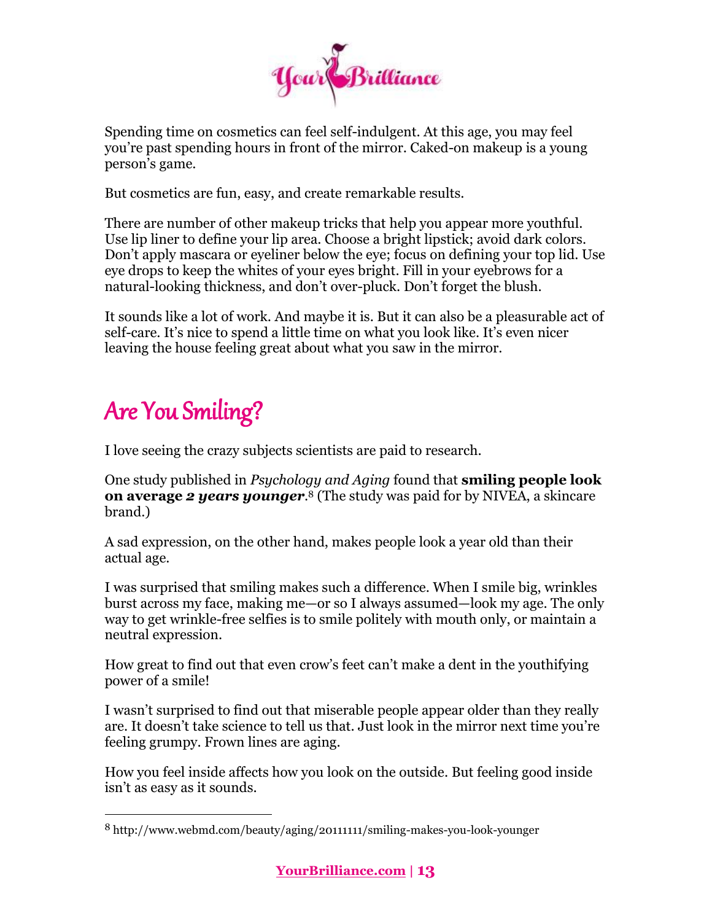Spending time on cosmetics can feel self-indulgent. At this age, you may feel you're past spending hours in front of the mirror. Caked-on makeup is a young person's game.

But cosmetics are fun, easy, and create remarkable results.

There are number of other makeup tricks that help you appear more youthful. Use lip liner to define your lip area. Choose a bright lipstick; avoid dark colors. Don't apply mascara or eyeliner below the eye; focus on defining your top lid. Use eye drops to keep the whites of your eyes bright. Fill in your eyebrows for a natural-looking thickness, and don't over-pluck. Don't forget the blush.

It sounds like a lot of work. And maybe it is. But it can also be a pleasurable act of self-care. It's nice to spend a little time on what you look like. It's even nicer leaving the house feeling great about what you saw in the mirror.

## Are You Smiling?

I love seeing the crazy subjects scientists are paid to research.

One study published in *Psychology and Aging* found that **smiling people look on average *2 years younger***.[8] (The study was paid for by NIVEA, a skincare brand.)

A sad expression, on the other hand, makes people look a year old than their actual age.

I was surprised that smiling makes such a difference. When I smile big, wrinkles burst across my face, making me—or so I always assumed—look my age. The only way to get wrinkle-free selfies is to smile politely with mouth only, or maintain a neutral expression.

How great to find out that even crow's feet can't make a dent in the youthifying power of a smile!

I wasn't surprised to find out that miserable people appear older than they really are. It doesn't take science to tell us that. Just look in the mirror next time you're feeling grumpy. Frown lines are aging.

How you feel inside affects how you look on the outside. But feeling good inside isn't as easy as it sounds.

---

[8] http://www.webmd.com/beauty/aging/20111111/smiling-makes-you-look-younger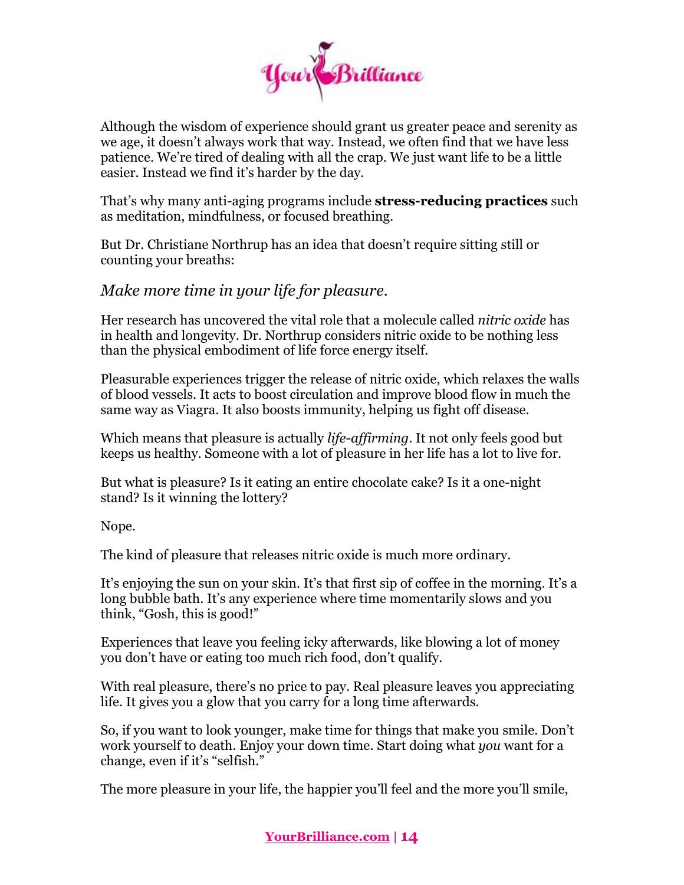Although the wisdom of experience should grant us greater peace and serenity as we age, it doesn't always work that way. Instead, we often find that we have less patience. We're tired of dealing with all the crap. We just want life to be a little easier. Instead we find it's harder by the day.

That's why many anti-aging programs include **stress-reducing practices** such as meditation, mindfulness, or focused breathing.

But Dr. Christiane Northrup has an idea that doesn't require sitting still or counting your breaths:

### *Make more time in your life for pleasure.*

Her research has uncovered the vital role that a molecule called *nitric oxide* has in health and longevity. Dr. Northrup considers nitric oxide to be nothing less than the physical embodiment of life force energy itself.

Pleasurable experiences trigger the release of nitric oxide, which relaxes the walls of blood vessels. It acts to boost circulation and improve blood flow in much the same way as Viagra. It also boosts immunity, helping us fight off disease.

Which means that pleasure is actually *life-affirming*. It not only feels good but keeps us healthy. Someone with a lot of pleasure in her life has a lot to live for.

But what is pleasure? Is it eating an entire chocolate cake? Is it a one-night stand? Is it winning the lottery?

Nope.

The kind of pleasure that releases nitric oxide is much more ordinary.

It's enjoying the sun on your skin. It's that first sip of coffee in the morning. It's a long bubble bath. It's any experience where time momentarily slows and you think, "Gosh, this is good!"

Experiences that leave you feeling icky afterwards, like blowing a lot of money you don't have or eating too much rich food, don't qualify.

With real pleasure, there's no price to pay. Real pleasure leaves you appreciating life. It gives you a glow that you carry for a long time afterwards.

So, if you want to look younger, make time for things that make you smile. Don't work yourself to death. Enjoy your down time. Start doing what *you* want for a change, even if it's "selfish."

The more pleasure in your life, the happier you'll feel and the more you'll smile,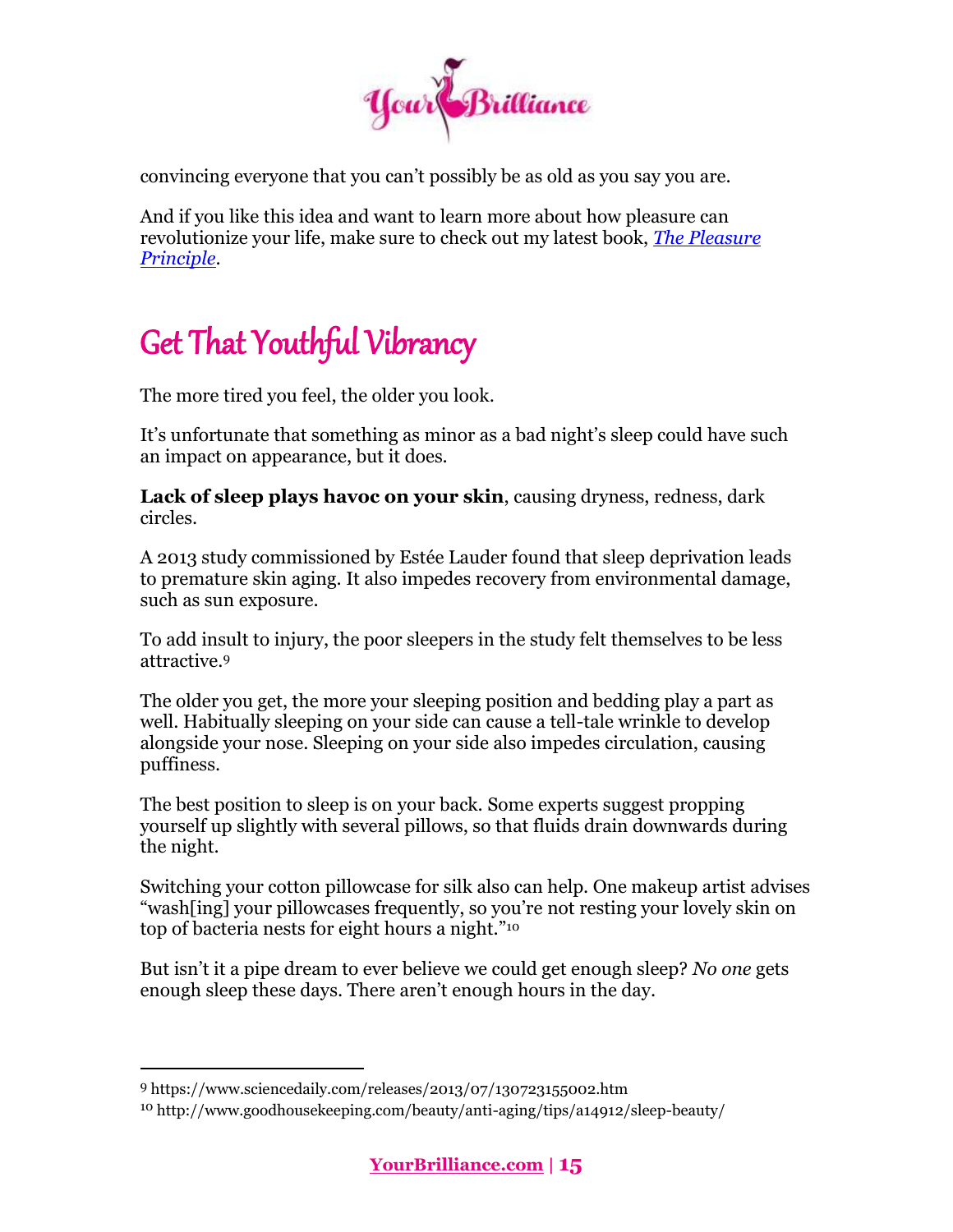convincing everyone that you can't possibly be as old as you say you are.

And if you like this idea and want to learn more about how pleasure can revolutionize your life, make sure to check out my latest book, [*The Pleasure Principle*](#).

## Get That Youthful Vibrancy

The more tired you feel, the older you look.

It's unfortunate that something as minor as a bad night's sleep could have such an impact on appearance, but it does.

**Lack of sleep plays havoc on your skin**, causing dryness, redness, dark circles.

A 2013 study commissioned by Estée Lauder found that sleep deprivation leads to premature skin aging. It also impedes recovery from environmental damage, such as sun exposure.

To add insult to injury, the poor sleepers in the study felt themselves to be less attractive.[9]

The older you get, the more your sleeping position and bedding play a part as well. Habitually sleeping on your side can cause a tell-tale wrinkle to develop alongside your nose. Sleeping on your side also impedes circulation, causing puffiness.

The best position to sleep is on your back. Some experts suggest propping yourself up slightly with several pillows, so that fluids drain downwards during the night.

Switching your cotton pillowcase for silk also can help. One makeup artist advises "wash[ing] your pillowcases frequently, so you're not resting your lovely skin on top of bacteria nests for eight hours a night."[10]

But isn't it a pipe dream to ever believe we could get enough sleep? *No one* gets enough sleep these days. There aren't enough hours in the day.

---

[9] https://www.sciencedaily.com/releases/2013/07/130723155002.htm

[10] http://www.goodhousekeeping.com/beauty/anti-aging/tips/a14912/sleep-beauty/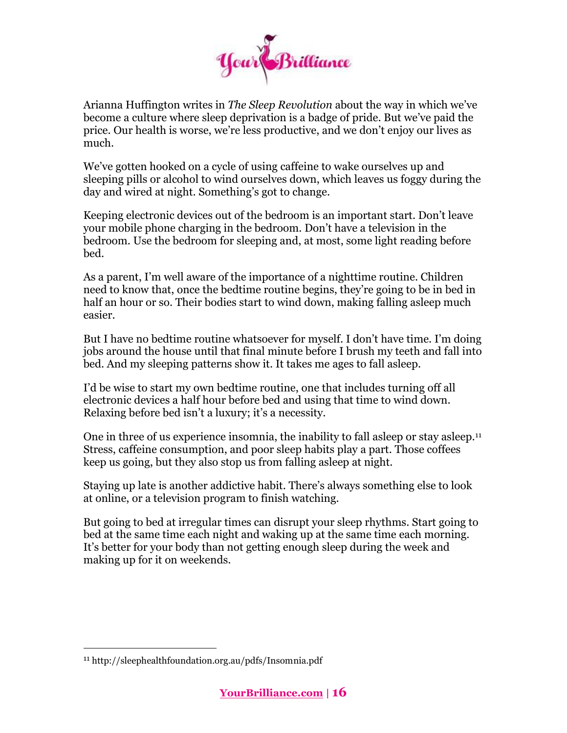Arianna Huffington writes in *The Sleep Revolution* about the way in which we've become a culture where sleep deprivation is a badge of pride. But we've paid the price. Our health is worse, we're less productive, and we don't enjoy our lives as much.

We've gotten hooked on a cycle of using caffeine to wake ourselves up and sleeping pills or alcohol to wind ourselves down, which leaves us foggy during the day and wired at night. Something's got to change.

Keeping electronic devices out of the bedroom is an important start. Don't leave your mobile phone charging in the bedroom. Don't have a television in the bedroom. Use the bedroom for sleeping and, at most, some light reading before bed.

As a parent, I'm well aware of the importance of a nighttime routine. Children need to know that, once the bedtime routine begins, they're going to be in bed in half an hour or so. Their bodies start to wind down, making falling asleep much easier.

But I have no bedtime routine whatsoever for myself. I don't have time. I'm doing jobs around the house until that final minute before I brush my teeth and fall into bed. And my sleeping patterns show it. It takes me ages to fall asleep.

I'd be wise to start my own bedtime routine, one that includes turning off all electronic devices a half hour before bed and using that time to wind down. Relaxing before bed isn't a luxury; it's a necessity.

One in three of us experience insomnia, the inability to fall asleep or stay asleep.[11] Stress, caffeine consumption, and poor sleep habits play a part. Those coffees keep us going, but they also stop us from falling asleep at night.

Staying up late is another addictive habit. There's always something else to look at online, or a television program to finish watching.

But going to bed at irregular times can disrupt your sleep rhythms. Start going to bed at the same time each night and waking up at the same time each morning. It's better for your body than not getting enough sleep during the week and making up for it on weekends.

---

[11] http://sleephealthfoundation.org.au/pdfs/Insomnia.pdf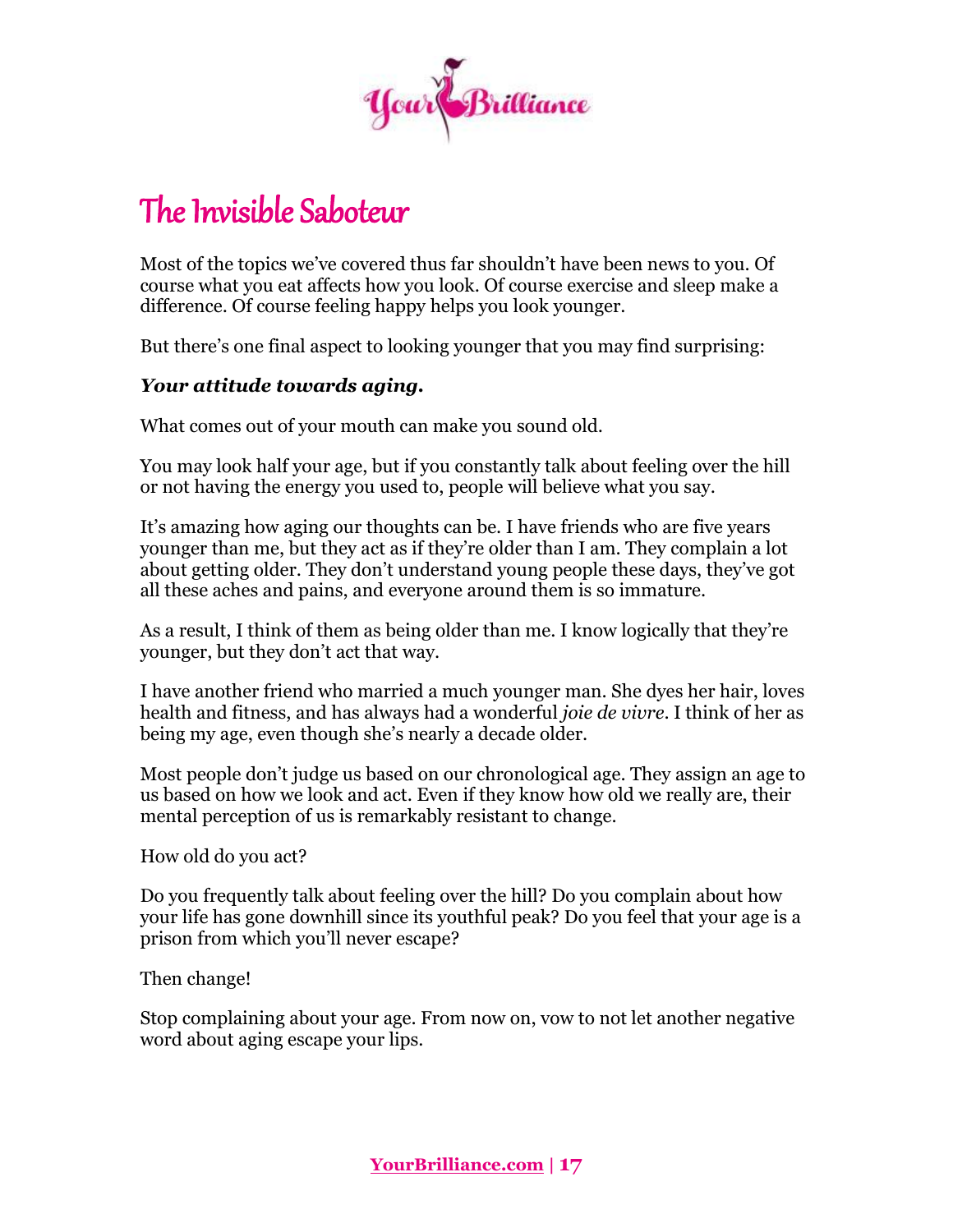# The Invisible Saboteur

Most of the topics we've covered thus far shouldn't have been news to you. Of course what you eat affects how you look. Of course exercise and sleep make a difference. Of course feeling happy helps you look younger.

But there's one final aspect to looking younger that you may find surprising:

***Your attitude towards aging.***

What comes out of your mouth can make you sound old.

You may look half your age, but if you constantly talk about feeling over the hill or not having the energy you used to, people will believe what you say.

It's amazing how aging our thoughts can be. I have friends who are five years younger than me, but they act as if they're older than I am. They complain a lot about getting older. They don't understand young people these days, they've got all these aches and pains, and everyone around them is so immature.

As a result, I think of them as being older than me. I know logically that they're younger, but they don't act that way.

I have another friend who married a much younger man. She dyes her hair, loves health and fitness, and has always had a wonderful *joie de vivre*. I think of her as being my age, even though she's nearly a decade older.

Most people don't judge us based on our chronological age. They assign an age to us based on how we look and act. Even if they know how old we really are, their mental perception of us is remarkably resistant to change.

How old do you act?

Do you frequently talk about feeling over the hill? Do you complain about how your life has gone downhill since its youthful peak? Do you feel that your age is a prison from which you'll never escape?

Then change!

Stop complaining about your age. From now on, vow to not let another negative word about aging escape your lips.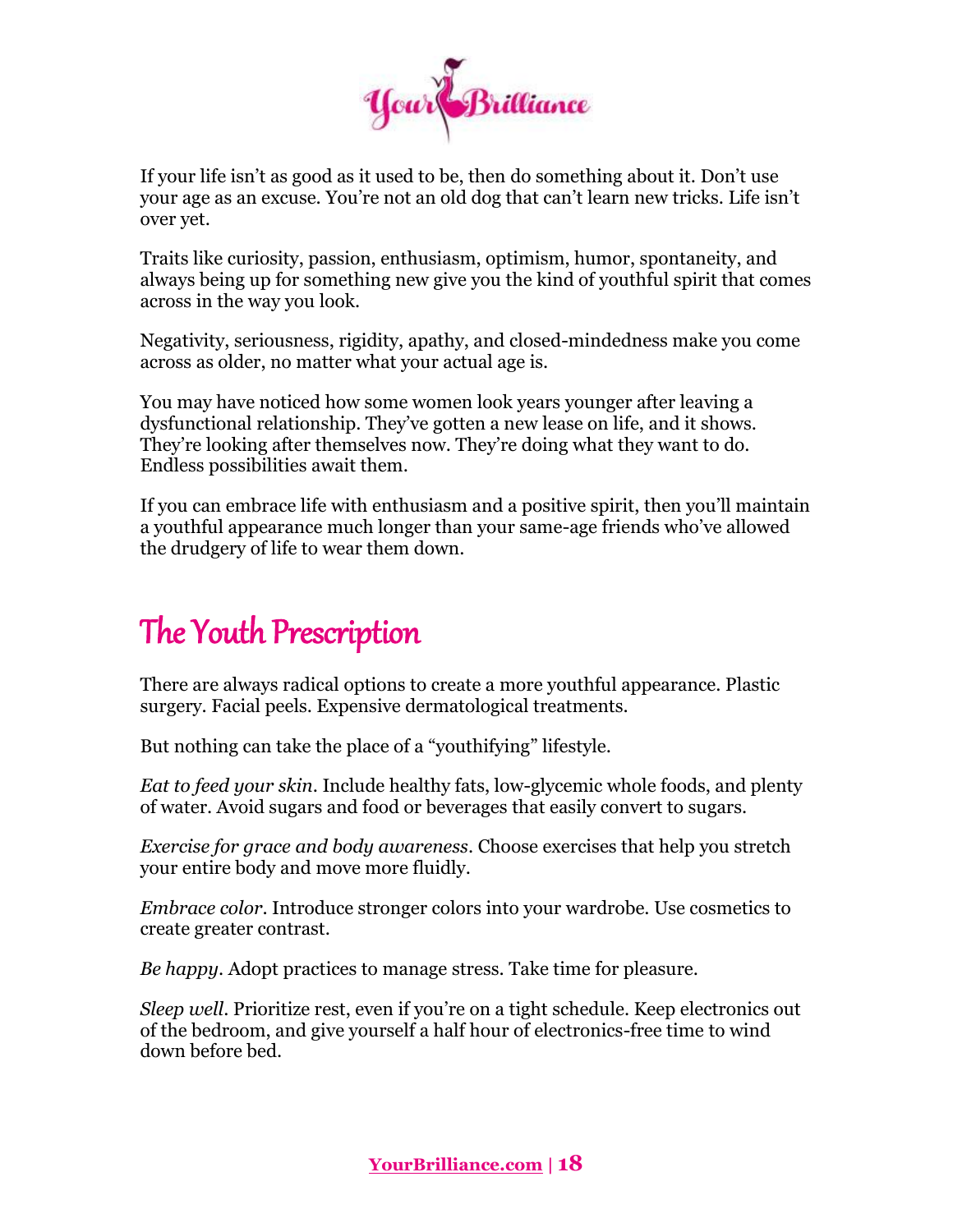If your life isn't as good as it used to be, then do something about it. Don't use your age as an excuse. You're not an old dog that can't learn new tricks. Life isn't over yet.

Traits like curiosity, passion, enthusiasm, optimism, humor, spontaneity, and always being up for something new give you the kind of youthful spirit that comes across in the way you look.

Negativity, seriousness, rigidity, apathy, and closed-mindedness make you come across as older, no matter what your actual age is.

You may have noticed how some women look years younger after leaving a dysfunctional relationship. They've gotten a new lease on life, and it shows. They're looking after themselves now. They're doing what they want to do. Endless possibilities await them.

If you can embrace life with enthusiasm and a positive spirit, then you'll maintain a youthful appearance much longer than your same-age friends who've allowed the drudgery of life to wear them down.

## The Youth Prescription

There are always radical options to create a more youthful appearance. Plastic surgery. Facial peels. Expensive dermatological treatments.

But nothing can take the place of a "youthifying" lifestyle.

*Eat to feed your skin*. Include healthy fats, low-glycemic whole foods, and plenty of water. Avoid sugars and food or beverages that easily convert to sugars.

*Exercise for grace and body awareness*. Choose exercises that help you stretch your entire body and move more fluidly.

*Embrace color*. Introduce stronger colors into your wardrobe. Use cosmetics to create greater contrast.

*Be happy*. Adopt practices to manage stress. Take time for pleasure.

*Sleep well*. Prioritize rest, even if you're on a tight schedule. Keep electronics out of the bedroom, and give yourself a half hour of electronics-free time to wind down before bed.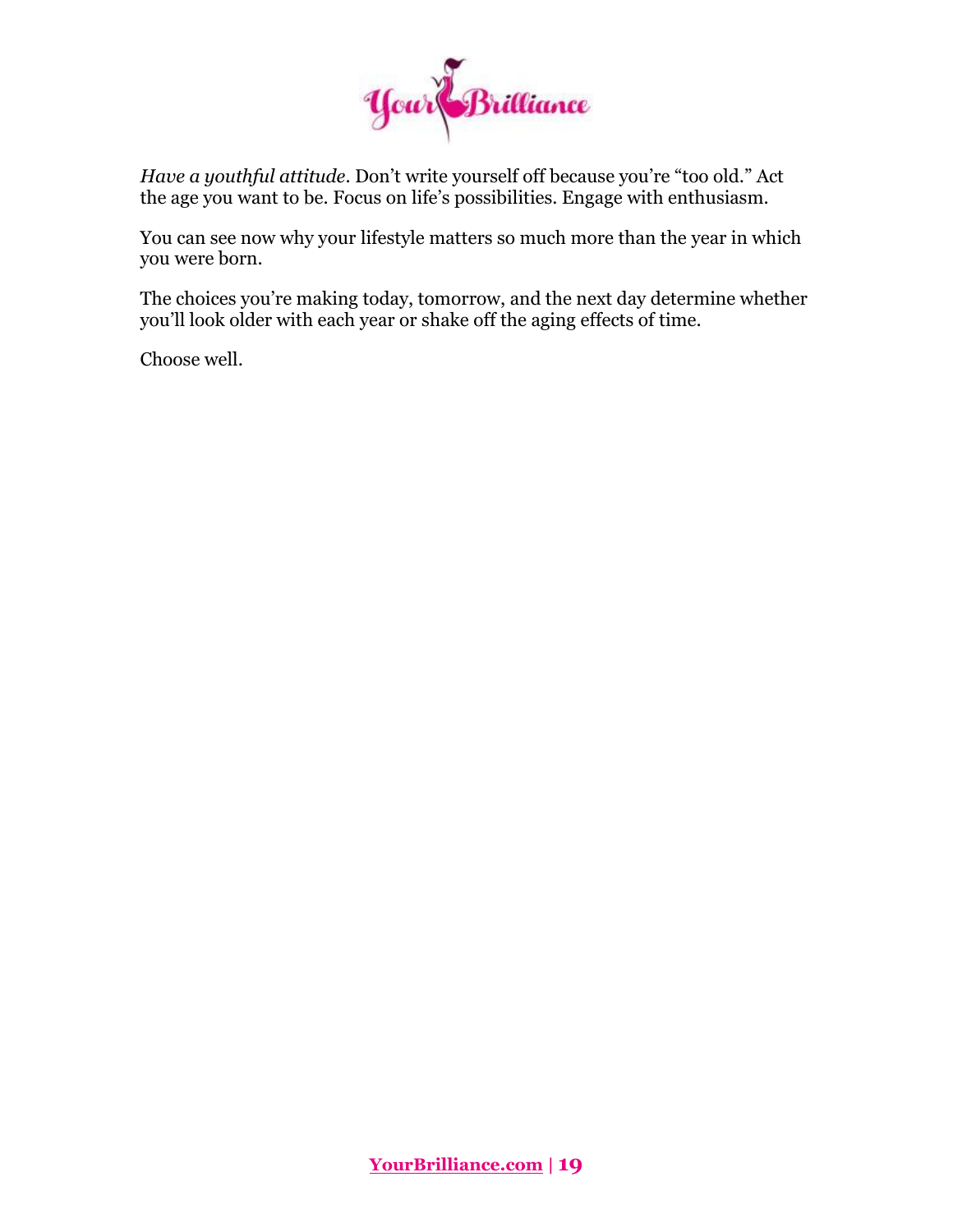*Have a youthful attitude*. Don't write yourself off because you're "too old." Act the age you want to be. Focus on life's possibilities. Engage with enthusiasm.

You can see now why your lifestyle matters so much more than the year in which you were born.

The choices you're making today, tomorrow, and the next day determine whether you'll look older with each year or shake off the aging effects of time.

Choose well.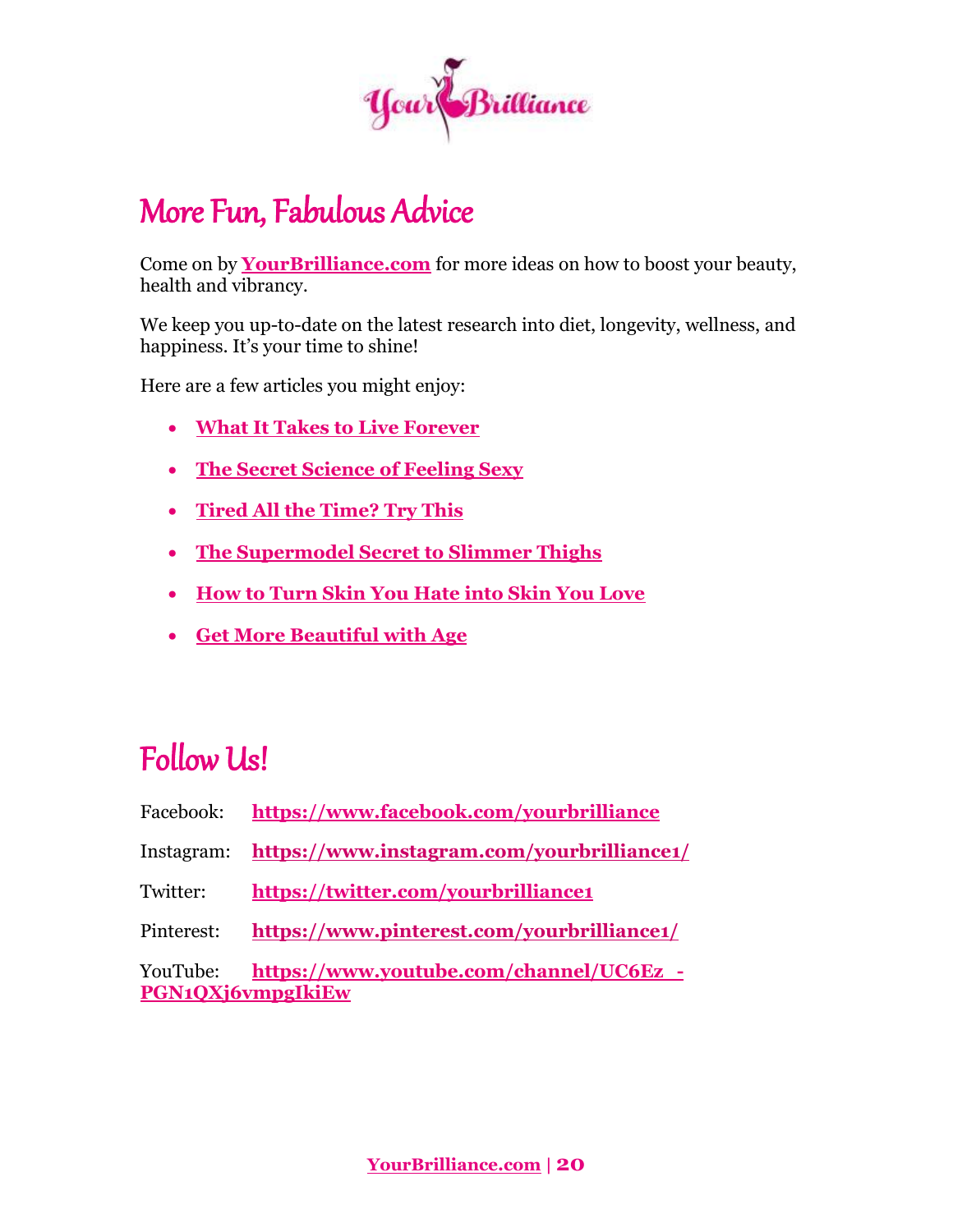## More Fun, Fabulous Advice

Come on by **YourBrilliance.com** for more ideas on how to boost your beauty, health and vibrancy.

We keep you up-to-date on the latest research into diet, longevity, wellness, and happiness. It's your time to shine!

Here are a few articles you might enjoy:

- **What It Takes to Live Forever**
- **The Secret Science of Feeling Sexy**
- **Tired All the Time? Try This**
- **The Supermodel Secret to Slimmer Thighs**
- **How to Turn Skin You Hate into Skin You Love**
- **Get More Beautiful with Age**

## Follow Us!

Facebook: **https://www.facebook.com/yourbrilliance**

Instagram: **https://www.instagram.com/yourbrilliance1/**

Twitter: **https://twitter.com/yourbrilliance1**

Pinterest: **https://www.pinterest.com/yourbrilliance1/**

YouTube: **https://www.youtube.com/channel/UC6Ez_-PGN1QXj6vmpgIkiEw**